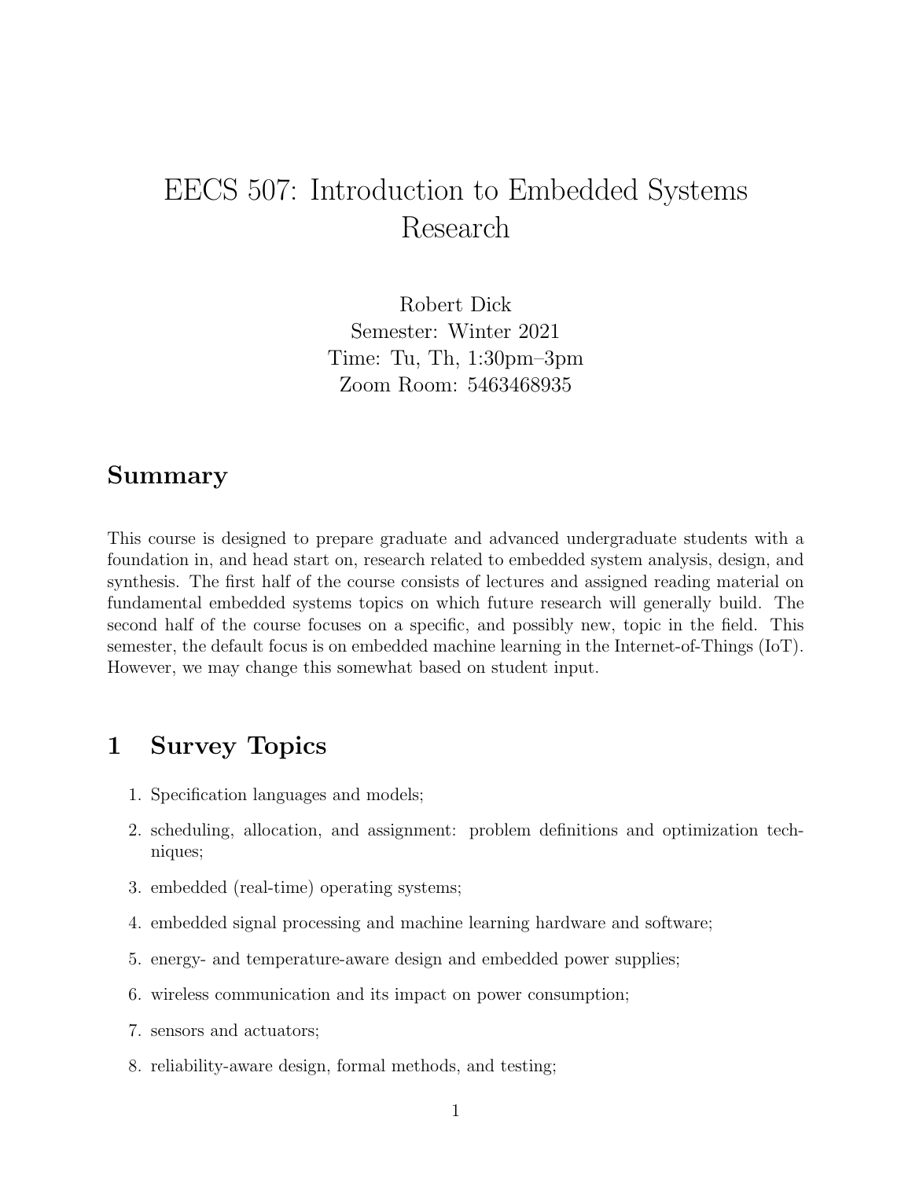# EECS 507: Introduction to Embedded Systems Research

Robert Dick
Semester: Winter 2021
Time: Tu, Th, 1:30pm–3pm
Zoom Room: 5463468935

## Summary

This course is designed to prepare graduate and advanced undergraduate students with a foundation in, and head start on, research related to embedded system analysis, design, and synthesis. The first half of the course consists of lectures and assigned reading material on fundamental embedded systems topics on which future research will generally build. The second half of the course focuses on a specific, and possibly new, topic in the field. This semester, the default focus is on embedded machine learning in the Internet-of-Things (IoT). However, we may change this somewhat based on student input.

## 1 Survey Topics

1. Specification languages and models;
2. scheduling, allocation, and assignment: problem definitions and optimization techniques;
3. embedded (real-time) operating systems;
4. embedded signal processing and machine learning hardware and software;
5. energy- and temperature-aware design and embedded power supplies;
6. wireless communication and its impact on power consumption;
7. sensors and actuators;
8. reliability-aware design, formal methods, and testing;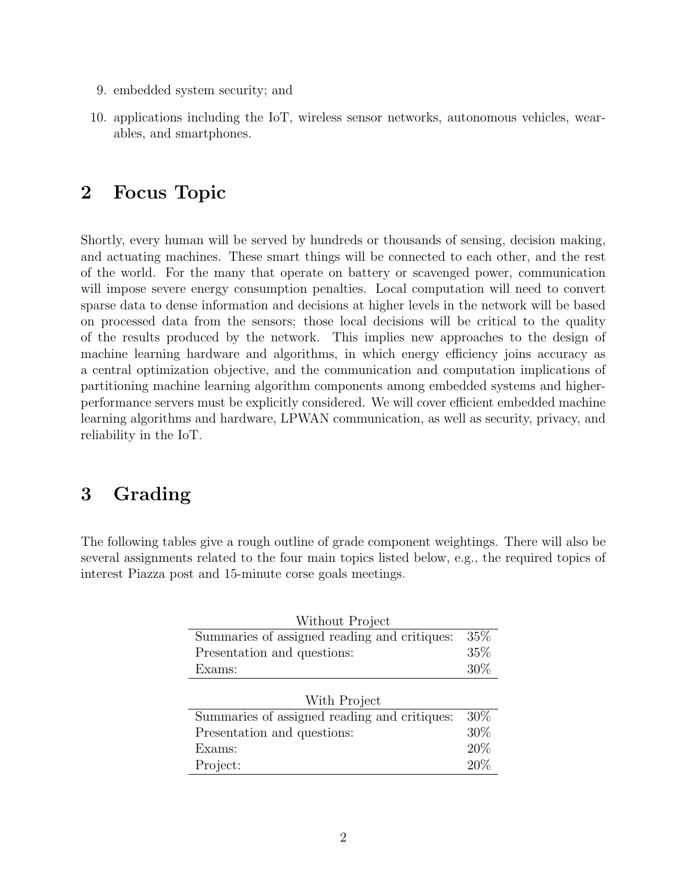9. embedded system security; and

10. applications including the IoT, wireless sensor networks, autonomous vehicles, wearables, and smartphones.

## 2 Focus Topic

Shortly, every human will be served by hundreds or thousands of sensing, decision making, and actuating machines. These smart things will be connected to each other, and the rest of the world. For the many that operate on battery or scavenged power, communication will impose severe energy consumption penalties. Local computation will need to convert sparse data to dense information and decisions at higher levels in the network will be based on processed data from the sensors; those local decisions will be critical to the quality of the results produced by the network. This implies new approaches to the design of machine learning hardware and algorithms, in which energy efficiency joins accuracy as a central optimization objective, and the communication and computation implications of partitioning machine learning algorithm components among embedded systems and higher-performance servers must be explicitly considered. We will cover efficient embedded machine learning algorithms and hardware, LPWAN communication, as well as security, privacy, and reliability in the IoT.

## 3 Grading

The following tables give a rough outline of grade component weightings. There will also be several assignments related to the four main topics listed below, e.g., the required topics of interest Piazza post and 15-minute corse goals meetings.

Without Project

| | |
|---|---|
| Summaries of assigned reading and critiques: | 35% |
| Presentation and questions: | 35% |
| Exams: | 30% |

With Project

| | |
|---|---|
| Summaries of assigned reading and critiques: | 30% |
| Presentation and questions: | 30% |
| Exams: | 20% |
| Project: | 20% |